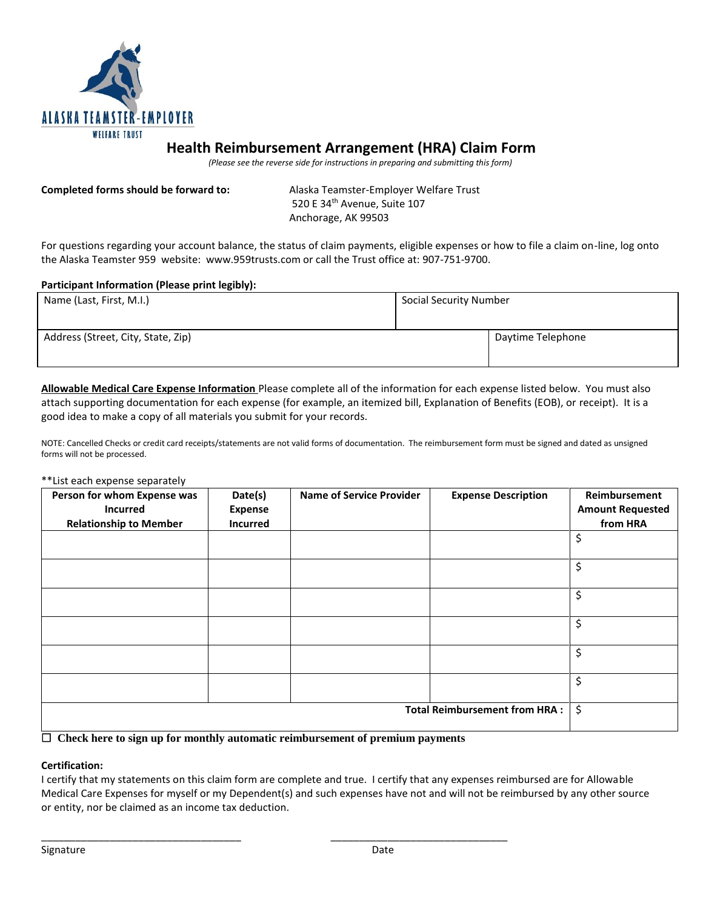ALASKA TEAMSTER-EMPLOYER

WELFARE TRUST

# Health Reimbursement Arrangement (HRA) Claim Form

*(Please see the reverse side for instructions in preparing and submitting this form)*

**Completed forms should be forward to:**

Alaska Teamster-Employer Welfare Trust
520 E 34th Avenue, Suite 107
Anchorage, AK 99503

For questions regarding your account balance, the status of claim payments, eligible expenses or how to file a claim on-line, log onto the Alaska Teamster 959 website: www.959trusts.com or call the Trust office at: 907-751-9700.

**Participant Information (Please print legibly):**

| Name (Last, First, M.I.) | Social Security Number |
|---|---|
| | |

| Address (Street, City, State, Zip) | Daytime Telephone |
|---|---|
| | |

**Allowable Medical Care Expense Information** Please complete all of the information for each expense listed below. You must also attach supporting documentation for each expense (for example, an itemized bill, Explanation of Benefits (EOB), or receipt). It is a good idea to make a copy of all materials you submit for your records.

NOTE: Cancelled Checks or credit card receipts/statements are not valid forms of documentation. The reimbursement form must be signed and dated as unsigned forms will not be processed.

**List each expense separately

| Person for whom Expense was Incurred Relationship to Member | Date(s) Expense Incurred | Name of Service Provider | Expense Description | Reimbursement Amount Requested from HRA |
|---|---|---|---|---|
| | | | | $ |
| | | | | $ |
| | | | | $ |
| | | | | $ |
| | | | | $ |
| | | | | $ |
| | | | **Total Reimbursement from HRA :** | $ |

☐ **Check here to sign up for monthly automatic reimbursement of premium payments**

**Certification:**

I certify that my statements on this claim form are complete and true. I certify that any expenses reimbursed are for Allowable Medical Care Expenses for myself or my Dependent(s) and such expenses have not and will not be reimbursed by any other source or entity, nor be claimed as an income tax deduction.

\_\_\_\_\_\_\_\_\_\_\_\_\_\_\_\_\_\_\_\_\_\_\_\_\_\_\_\_\_\_\_\_\_\_\_ \_\_\_\_\_\_\_\_\_\_\_\_\_\_\_\_\_\_\_\_\_\_\_\_\_\_\_\_\_\_\_\_

Signature Date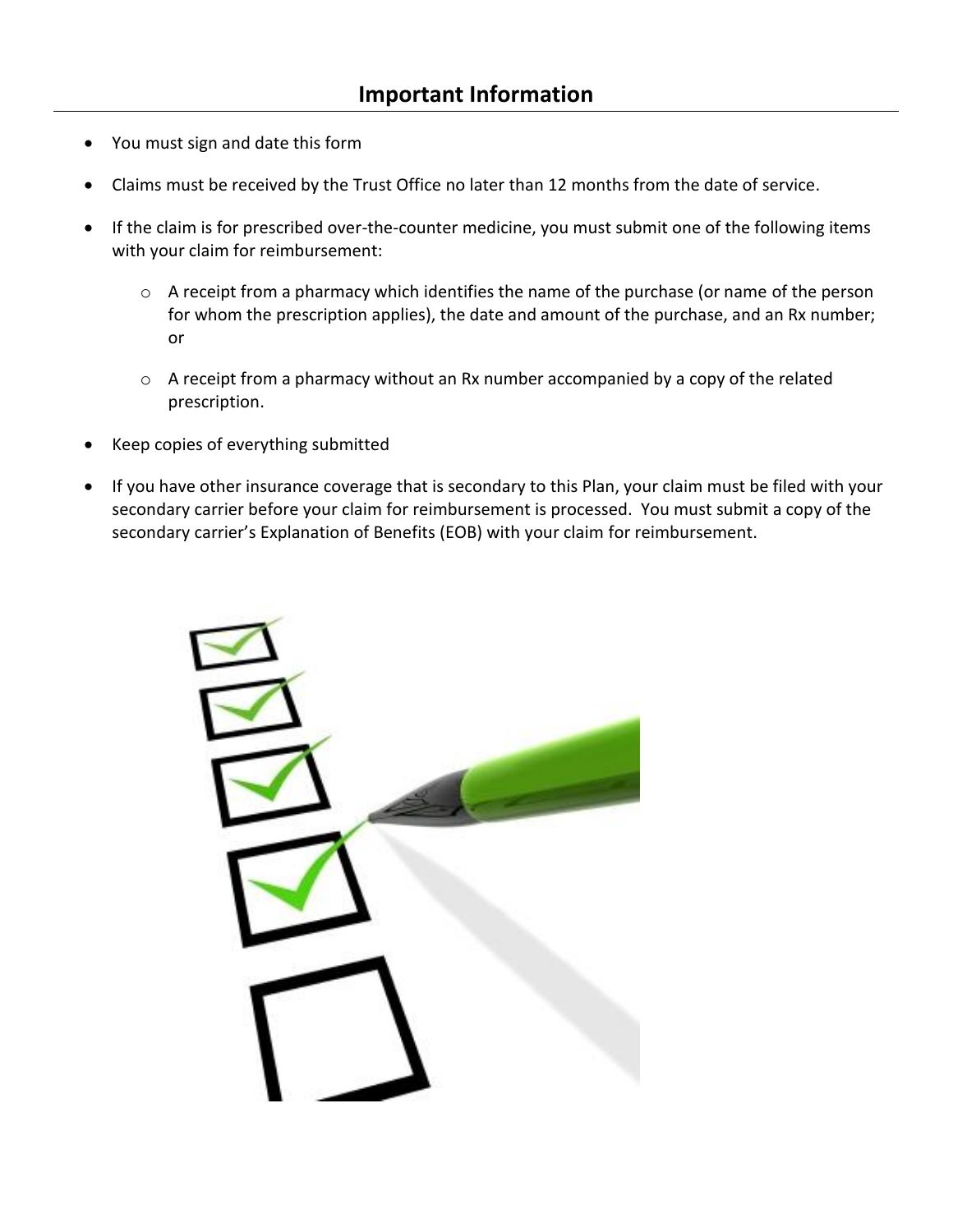## Important Information

- You must sign and date this form
- Claims must be received by the Trust Office no later than 12 months from the date of service.
- If the claim is for prescribed over-the-counter medicine, you must submit one of the following items with your claim for reimbursement:
    - A receipt from a pharmacy which identifies the name of the purchase (or name of the person for whom the prescription applies), the date and amount of the purchase, and an Rx number; or
    - A receipt from a pharmacy without an Rx number accompanied by a copy of the related prescription.
- Keep copies of everything submitted
- If you have other insurance coverage that is secondary to this Plan, your claim must be filed with your secondary carrier before your claim for reimbursement is processed. You must submit a copy of the secondary carrier's Explanation of Benefits (EOB) with your claim for reimbursement.